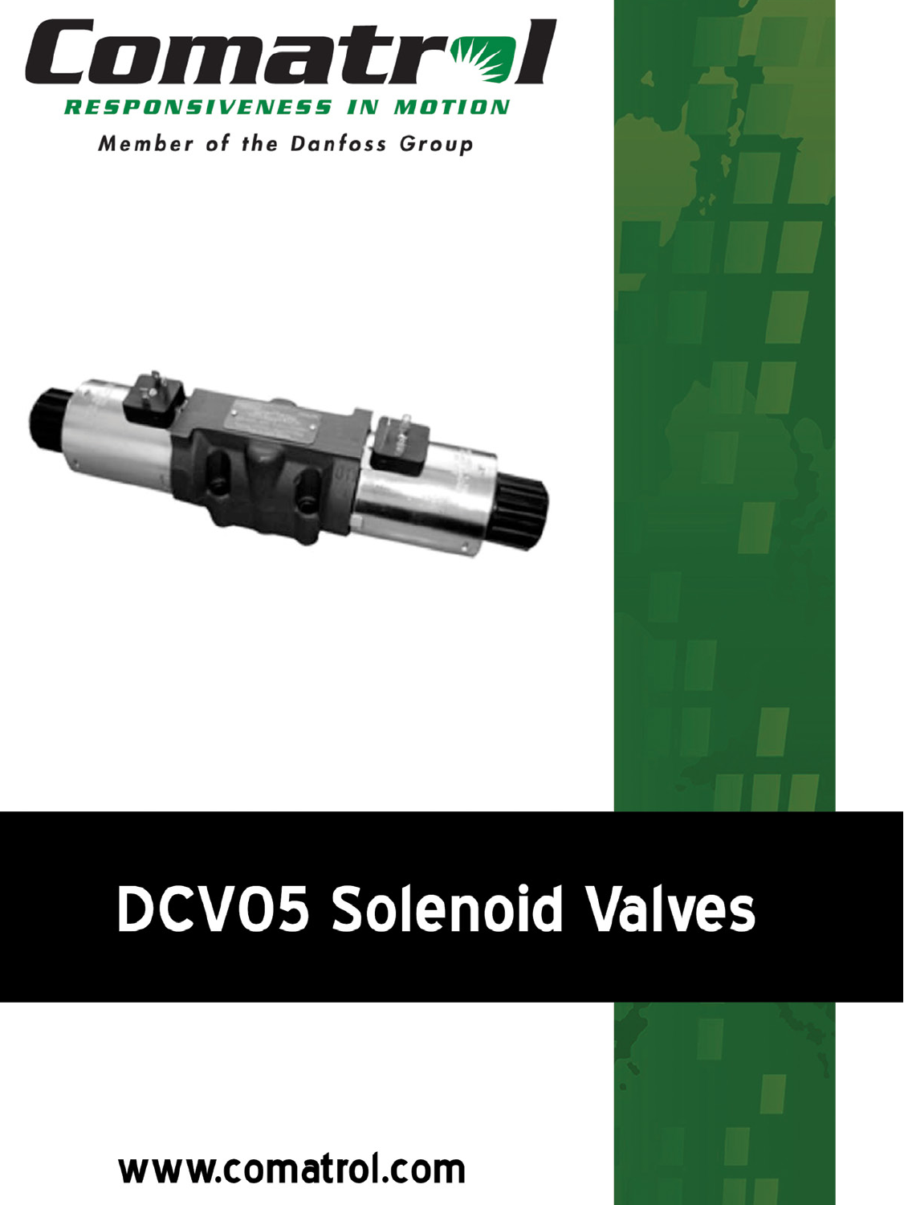# Comatrol

**RESPONSIVENESS IN MOTION**

*Member of the Danfoss Group*

# DCV05 Solenoid Valves

www.comatrol.com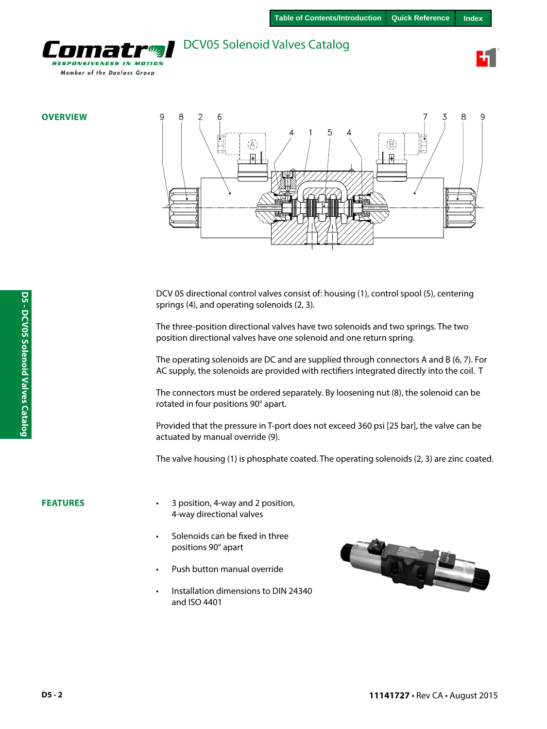## OVERVIEW

DCV 05 directional control valves consist of: housing (1), control spool (5), centering springs (4), and operating solenoids (2, 3).

The three-position directional valves have two solenoids and two springs. The two position directional valves have one solenoid and one return spring.

The operating solenoids are DC and are supplied through connectors A and B (6, 7). For AC supply, the solenoids are provided with rectifiers integrated directly into the coil. T

The connectors must be ordered separately. By loosening nut (8), the solenoid can be rotated in four positions 90° apart.

Provided that the pressure in T-port does not exceed 360 psi [25 bar], the valve can be actuated by manual override (9).

The valve housing (1) is phosphate coated. The operating solenoids (2, 3) are zinc coated.

## FEATURES

- 3 position, 4-way and 2 position, 4-way directional valves
- Solenoids can be fixed in three positions 90° apart
- Push button manual override
- Installation dimensions to DIN 24340 and ISO 4401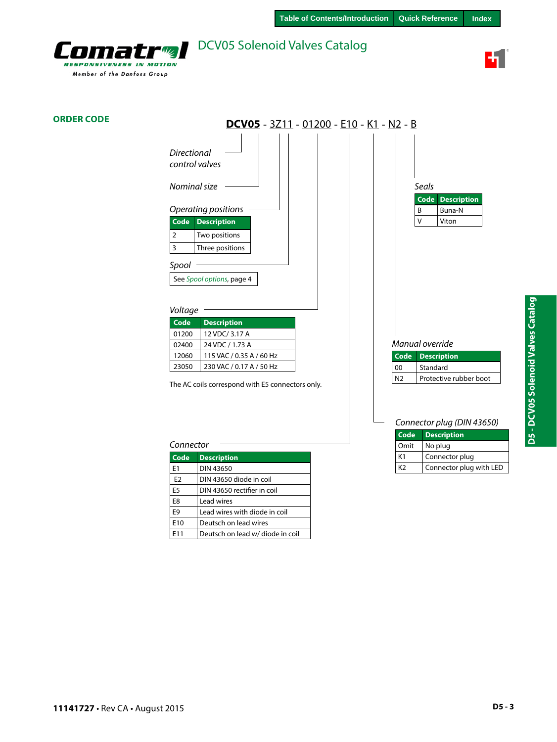## ORDER CODE

**DCV05** - 3Z11 - 01200 - E10 - K1 - N2 - B

*Directional control valves*

*Nominal size*

*Operating positions*

| Code | Description |
|---|---|
| 2 | Two positions |
| 3 | Three positions |

*Spool*

See *Spool options*, page 4

*Voltage*

| Code | Description |
|---|---|
| 01200 | 12 VDC/ 3.17 A |
| 02400 | 24 VDC / 1.73 A |
| 12060 | 115 VAC / 0.35 A / 60 Hz |
| 23050 | 230 VAC / 0.17 A / 50 Hz |

The AC coils correspond with E5 connectors only.

*Connector*

| Code | Description |
|---|---|
| E1 | DIN 43650 |
| E2 | DIN 43650 diode in coil |
| E5 | DIN 43650 rectifier in coil |
| E8 | Lead wires |
| E9 | Lead wires with diode in coil |
| E10 | Deutsch on lead wires |
| E11 | Deutsch on lead w/ diode in coil |

*Connector plug (DIN 43650)*

| Code | Description |
|---|---|
| Omit | No plug |
| K1 | Connector plug |
| K2 | Connector plug with LED |

*Manual override*

| Code | Description |
|---|---|
| 00 | Standard |
| N2 | Protective rubber boot |

*Seals*

| Code | Description |
|---|---|
| B | Buna-N |
| V | Viton |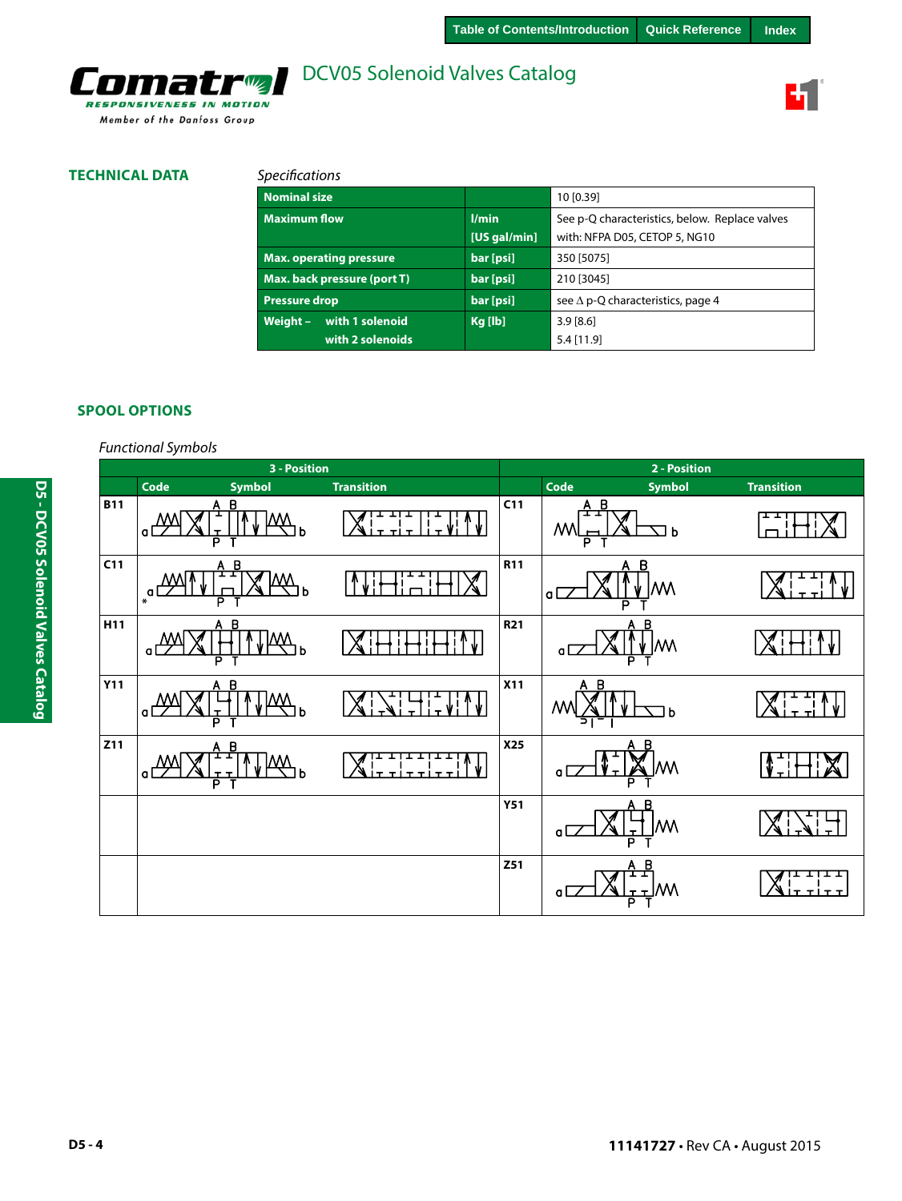## TECHNICAL DATA

*Specifications*

| | | |
|---|---|---|
| **Nominal size** | | 10 [0.39] |
| **Maximum flow** | **l/min [US gal/min]** | See p-Q characteristics, below. Replace valves with: NFPA D05, CETOP 5, NG10 |
| **Max. operating pressure** | **bar [psi]** | 350 [5075] |
| **Max. back pressure (port T)** | **bar [psi]** | 210 [3045] |
| **Pressure drop** | **bar [psi]** | see ∆ p-Q characteristics, page 4 |
| **Weight – with 1 solenoid / with 2 solenoids** | **Kg [lb]** | 3.9 [8.6] / 5.4 [11.9] |

## SPOOL OPTIONS

*Functional Symbols*

| 3 - Position | | | 2 - Position | | |
|---|---|---|---|---|---|
| **Code** | **Symbol** | **Transition** | **Code** | **Symbol** | **Transition** |
| B11 | | | C11 | | |
| C11 | | | R11 | | |
| H11 | | | R21 | | |
| Y11 | | | X11 | | |
| Z11 | | | X25 | | |
| | | | Y51 | | |
| | | | Z51 | | |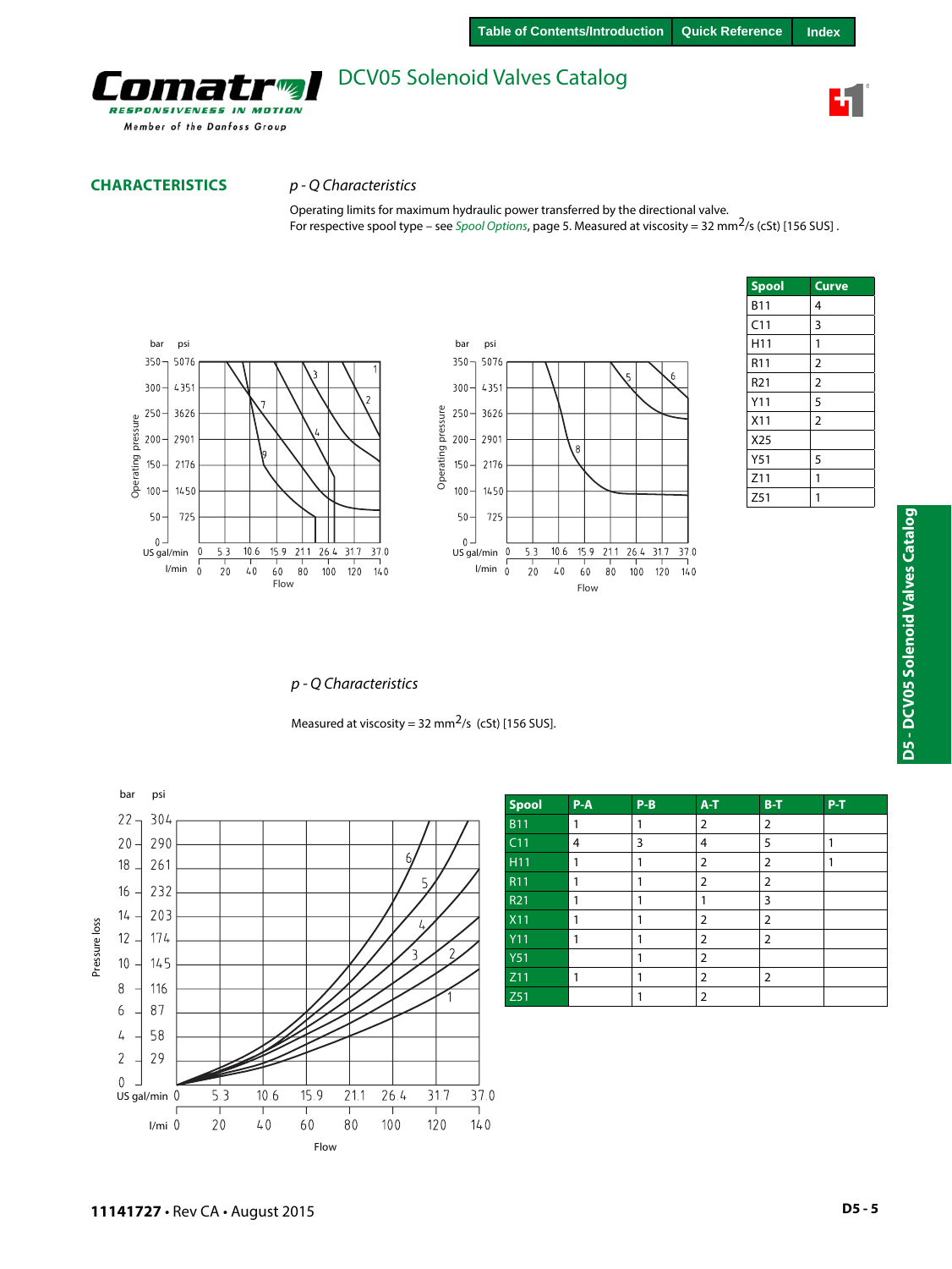## CHARACTERISTICS

### *p - Q Characteristics*

Operating limits for maximum hydraulic power transferred by the directional valve.
For respective spool type – see *Spool Options*, page 5. Measured at viscosity = 32 $mm^2/s$ (cSt) [156 SUS] .

| Spool | Curve |
|---|---|
| B11 | 4 |
| C11 | 3 |
| H11 | 1 |
| R11 | 2 |
| R21 | 2 |
| Y11 | 5 |
| X11 | 2 |
| X25 | |
| Y51 | 5 |
| Z11 | 1 |
| Z51 | 1 |

### *p - Q Characteristics*

Measured at viscosity = 32 $mm^2/s$ (cSt) [156 SUS].

| Spool | P-A | P-B | A-T | B-T | P-T |
|---|---|---|---|---|---|
| B11 | 1 | 1 | 2 | 2 | |
| C11 | 4 | 3 | 4 | 5 | 1 |
| H11 | 1 | 1 | 2 | 2 | 1 |
| R11 | 1 | 1 | 2 | 2 | |
| R21 | 1 | 1 | 1 | 3 | |
| X11 | 1 | 1 | 2 | 2 | |
| Y11 | 1 | 1 | 2 | 2 | |
| Y51 | | 1 | 2 | | |
| Z11 | 1 | 1 | 2 | 2 | |
| Z51 | | 1 | 2 | | |

11141727 • Rev CA • August 2015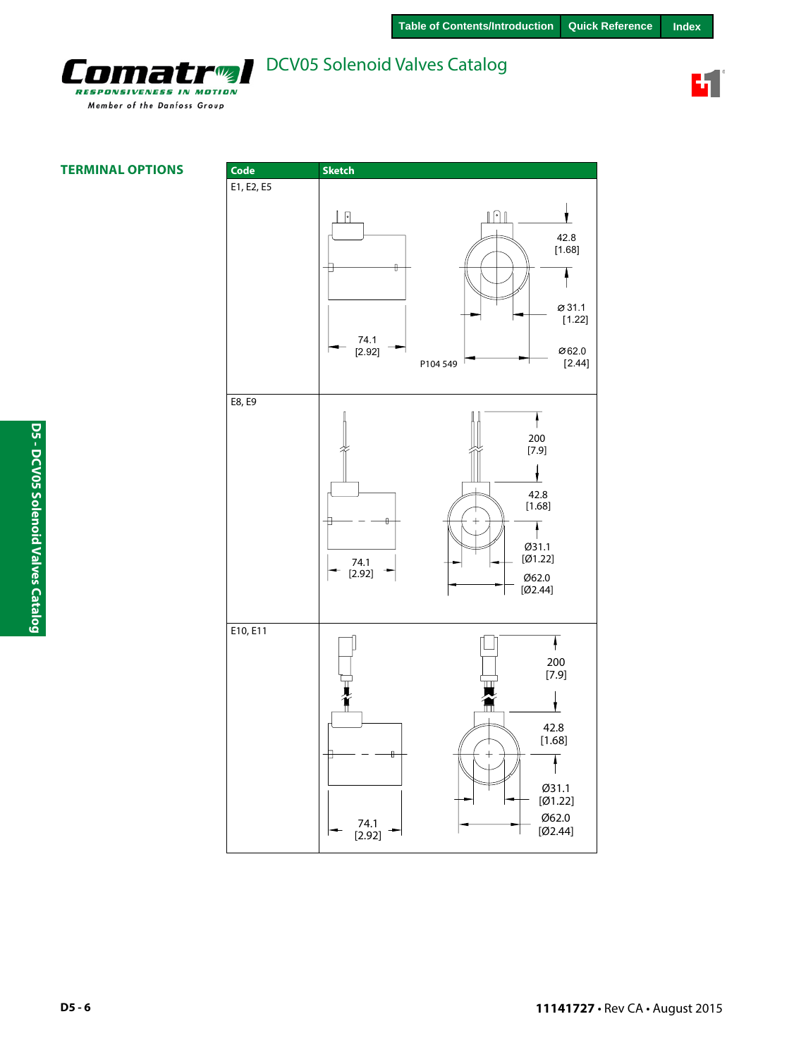## TERMINAL OPTIONS

| Code | Sketch |
|---|---|
| E1, E2, E5 | 74.1 [2.92]; 42.8 [1.68]; ⌀ 31.1 [1.22]; ⌀ 62.0 [2.44]; P104 549 |
| E8, E9 | 74.1 [2.92]; 200 [7.9]; 42.8 [1.68]; Ø31.1 [Ø1.22]; Ø62.0 [Ø2.44] |
| E10, E11 | 74.1 [2.92]; 200 [7.9]; 42.8 [1.68]; Ø31.1 [Ø1.22]; Ø62.0 [Ø2.44] |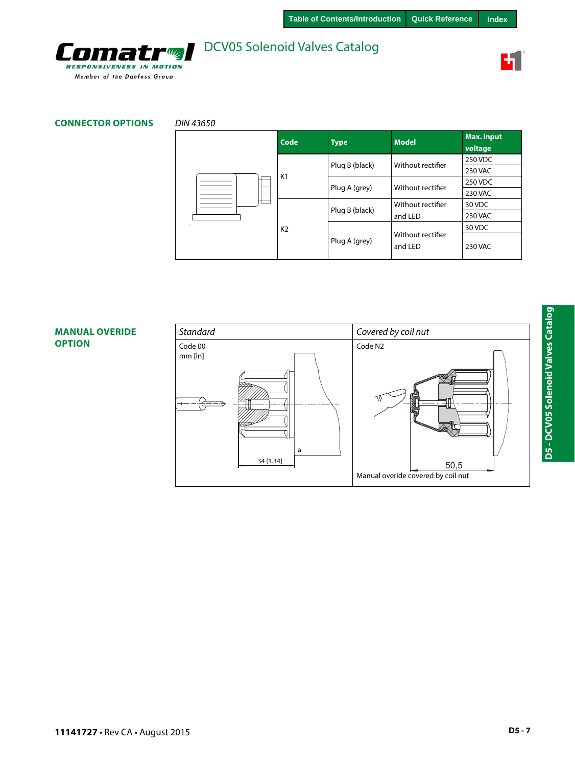## CONNECTOR OPTIONS

*DIN 43650*

| Code | Type | Model | Max. input voltage |
|---|---|---|---|
| K1 | Plug B (black) | Without rectifier | 250 VDC |
| | | | 230 VAC |
| | Plug A (grey) | Without rectifier | 250 VDC |
| | | | 230 VAC |
| K2 | Plug B (black) | Without rectifier and LED | 30 VDC |
| | | | 230 VAC |
| | Plug A (grey) | Without rectifier and LED | 30 VDC |
| | | | 230 VAC |

## MANUAL OVERIDE OPTION

| *Standard* | *Covered by coil nut* |
|---|---|
| Code 00<br>mm [in]<br>a<br>34 [1.34] | Code N2<br>50,5<br>Manual overide covered by coil nut |

**11141727** • Rev CA • August 2015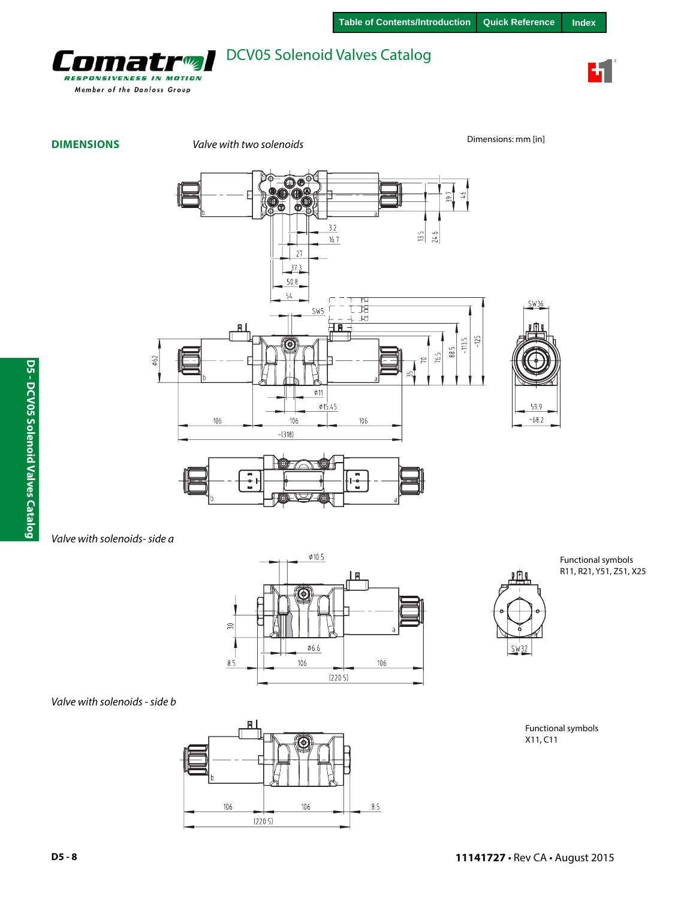## DIMENSIONS

*Valve with two solenoids*

Dimensions: mm [in]

*Valve with solenoids- side a*

Functional symbols
R11, R21, Y51, Z51, X25

*Valve with solenoids - side b*

Functional symbols
X11, C11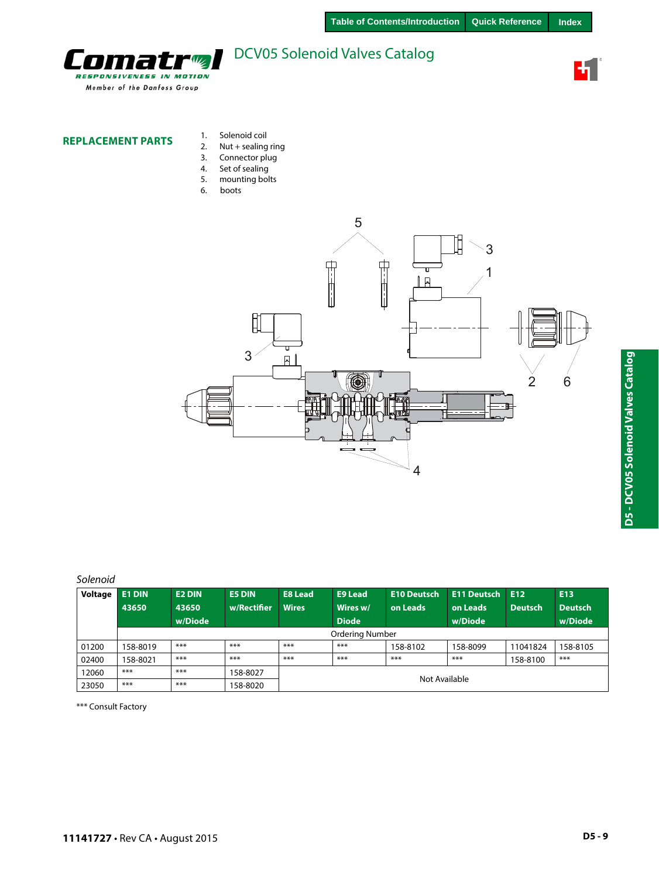## REPLACEMENT PARTS

1. Solenoid coil
2. Nut + sealing ring
3. Connector plug
4. Set of sealing
5. mounting bolts
6. boots

*Solenoid*

| Voltage | E1 DIN 43650 | E2 DIN 43650 w/Diode | E5 DIN w/Rectifier | E8 Lead Wires | E9 Lead Wires w/ Diode | E10 Deutsch on Leads | E11 Deutsch on Leads w/Diode | E12 Deutsch | E13 Deutsch w/Diode |
|---|---|---|---|---|---|---|---|---|---|
| | Ordering Number | | | | | | | | |
| 01200 | 158-8019 | *** | *** | *** | *** | 158-8102 | 158-8099 | 11041824 | 158-8105 |
| 02400 | 158-8021 | *** | *** | *** | *** | *** | *** | 158-8100 | *** |
| 12060 | *** | *** | 158-8027 | Not Available | | | | | |
| 23050 | *** | *** | 158-8020 | Not Available | | | | | |

*** Consult Factory

11141727 • Rev CA • August 2015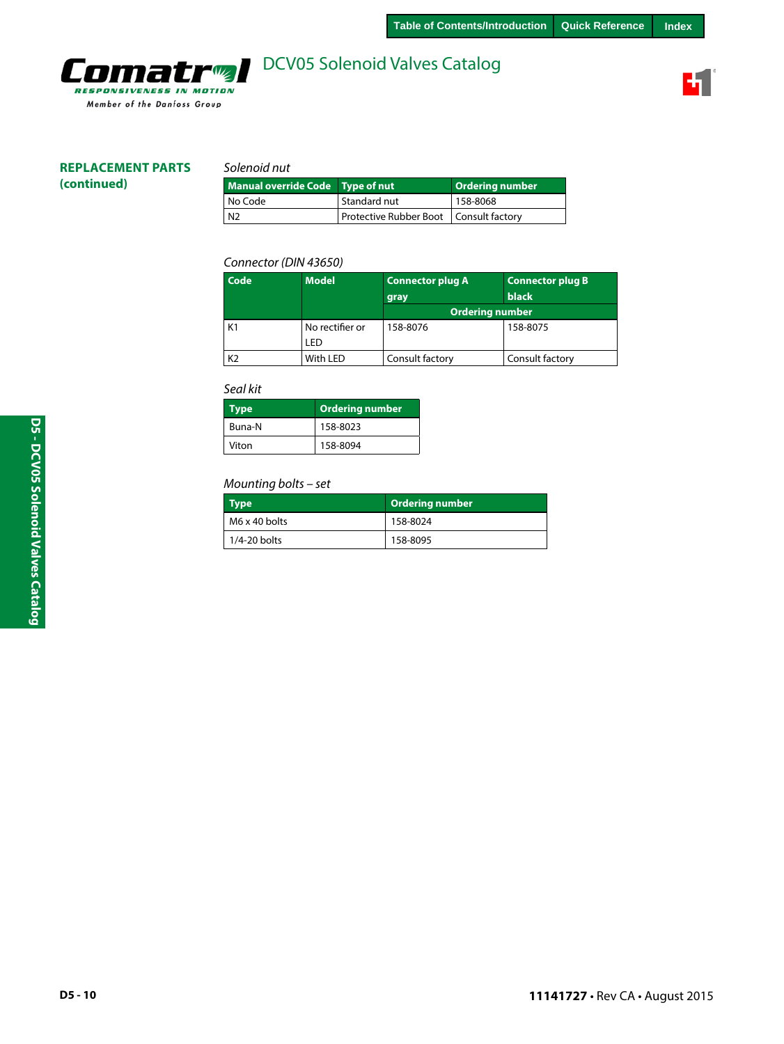## REPLACEMENT PARTS (continued)

*Solenoid nut*

| Manual override Code | Type of nut | Ordering number |
|---|---|---|
| No Code | Standard nut | 158-8068 |
| N2 | Protective Rubber Boot | Consult factory |

*Connector (DIN 43650)*

| Code | Model | Connector plug A gray | Connector plug B black |
|---|---|---|---|
| | | Ordering number | |
| K1 | No rectifier or LED | 158-8076 | 158-8075 |
| K2 | With LED | Consult factory | Consult factory |

*Seal kit*

| Type | Ordering number |
|---|---|
| Buna-N | 158-8023 |
| Viton | 158-8094 |

*Mounting bolts – set*

| Type | Ordering number |
|---|---|
| M6 x 40 bolts | 158-8024 |
| 1/4-20 bolts | 158-8095 |